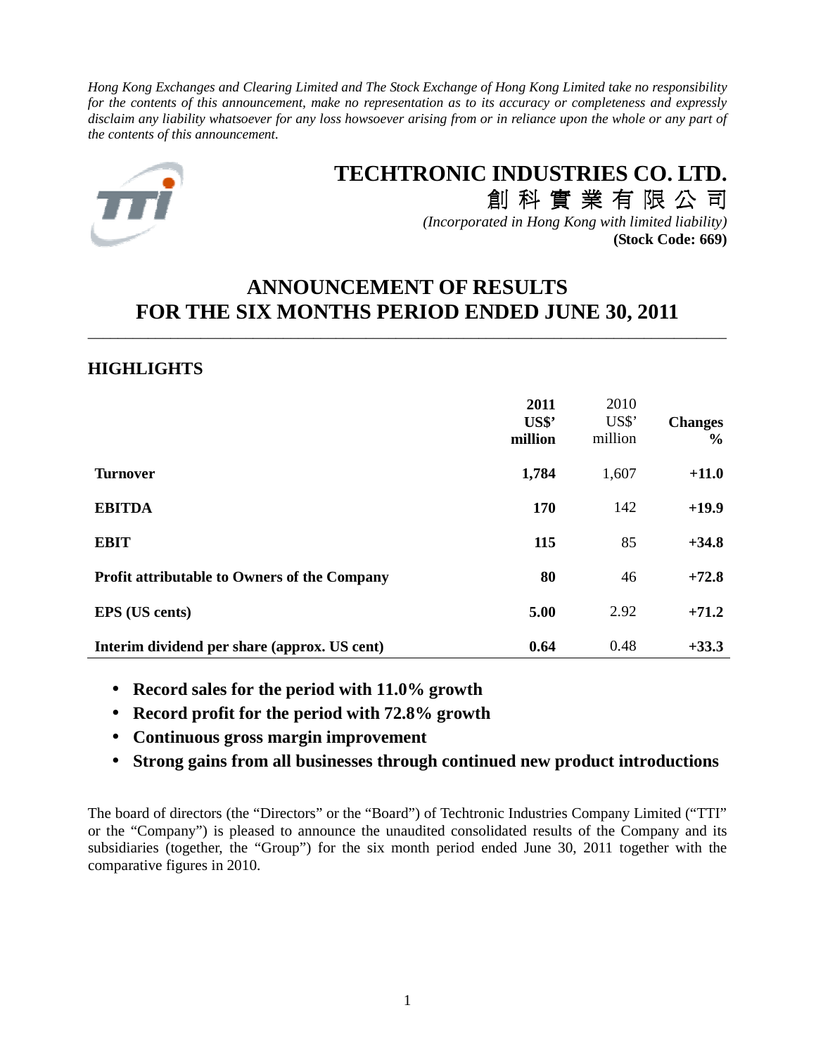*Hong Kong Exchanges and Clearing Limited and The Stock Exchange of Hong Kong Limited take no responsibility for the contents of this announcement, make no representation as to its accuracy or completeness and expressly disclaim any liability whatsoever for any loss howsoever arising from or in reliance upon the whole or any part of the contents of this announcement.*

# TECHTRONIC INDUSTRIES CO. LTD.

# 創 科 實 業 有 限 公 司

*(Incorporated in Hong Kong with limited liability)*

**(Stock Code: 669)**

# ANNOUNCEMENT OF RESULTS FOR THE SIX MONTHS PERIOD ENDED JUNE 30, 2011

## HIGHLIGHTS

| | **2011 US$' million** | 2010 US$' million | **Changes %** |
|---|---|---|---|
| **Turnover** | **1,784** | 1,607 | **+11.0** |
| **EBITDA** | **170** | 142 | **+19.9** |
| **EBIT** | **115** | 85 | **+34.8** |
| **Profit attributable to Owners of the Company** | **80** | 46 | **+72.8** |
| **EPS (US cents)** | **5.00** | 2.92 | **+71.2** |
| **Interim dividend per share (approx. US cent)** | **0.64** | 0.48 | **+33.3** |

- **Record sales for the period with 11.0% growth**
- **Record profit for the period with 72.8% growth**
- **Continuous gross margin improvement**
- **Strong gains from all businesses through continued new product introductions**

The board of directors (the "Directors" or the "Board") of Techtronic Industries Company Limited ("TTI" or the "Company") is pleased to announce the unaudited consolidated results of the Company and its subsidiaries (together, the "Group") for the six month period ended June 30, 2011 together with the comparative figures in 2010.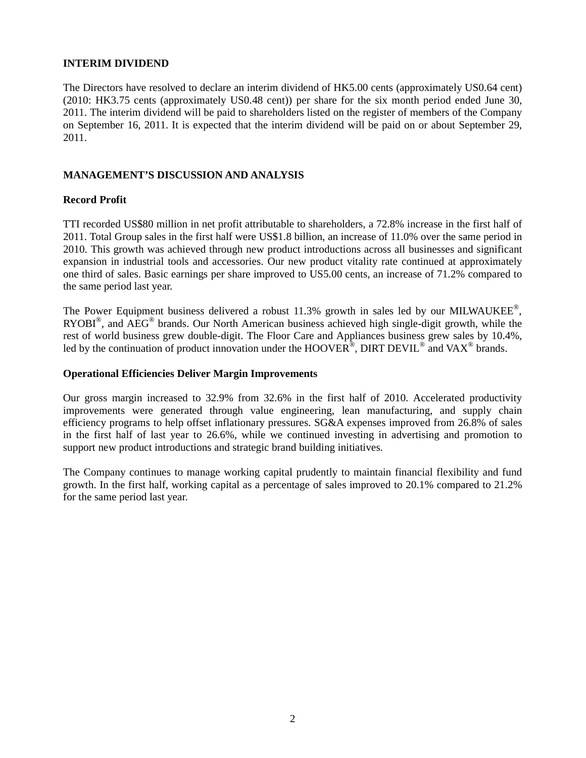## INTERIM DIVIDEND

The Directors have resolved to declare an interim dividend of HK5.00 cents (approximately US0.64 cent) (2010: HK3.75 cents (approximately US0.48 cent)) per share for the six month period ended June 30, 2011. The interim dividend will be paid to shareholders listed on the register of members of the Company on September 16, 2011. It is expected that the interim dividend will be paid on or about September 29, 2011.

## MANAGEMENT'S DISCUSSION AND ANALYSIS

### Record Profit

TTI recorded US$80 million in net profit attributable to shareholders, a 72.8% increase in the first half of 2011. Total Group sales in the first half were US$1.8 billion, an increase of 11.0% over the same period in 2010. This growth was achieved through new product introductions across all businesses and significant expansion in industrial tools and accessories. Our new product vitality rate continued at approximately one third of sales. Basic earnings per share improved to US5.00 cents, an increase of 71.2% compared to the same period last year.

The Power Equipment business delivered a robust 11.3% growth in sales led by our MILWAUKEE®, RYOBI®, and AEG® brands. Our North American business achieved high single-digit growth, while the rest of world business grew double-digit. The Floor Care and Appliances business grew sales by 10.4%, led by the continuation of product innovation under the HOOVER®, DIRT DEVIL® and VAX® brands.

### Operational Efficiencies Deliver Margin Improvements

Our gross margin increased to 32.9% from 32.6% in the first half of 2010. Accelerated productivity improvements were generated through value engineering, lean manufacturing, and supply chain efficiency programs to help offset inflationary pressures. SG&A expenses improved from 26.8% of sales in the first half of last year to 26.6%, while we continued investing in advertising and promotion to support new product introductions and strategic brand building initiatives.

The Company continues to manage working capital prudently to maintain financial flexibility and fund growth. In the first half, working capital as a percentage of sales improved to 20.1% compared to 21.2% for the same period last year.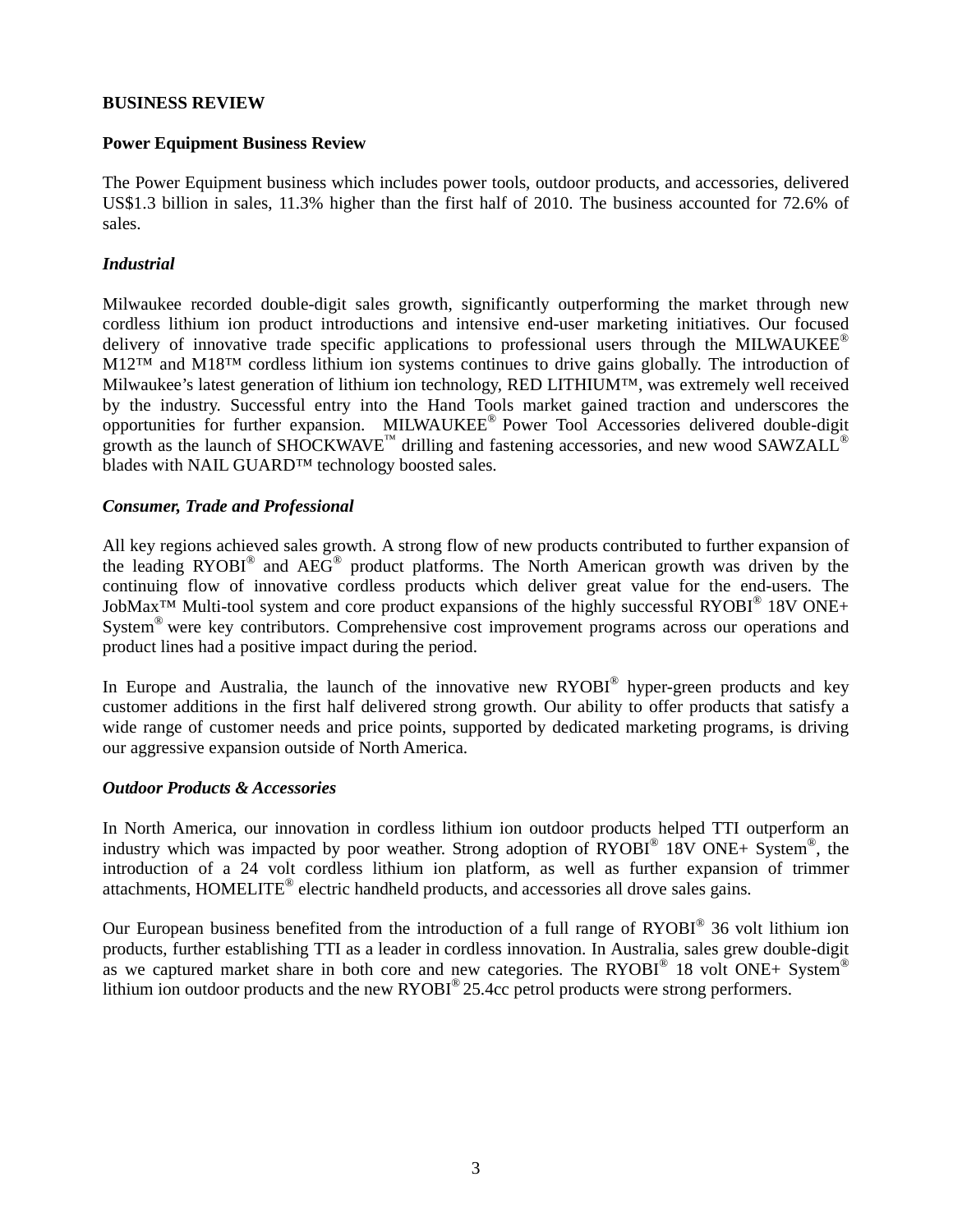## BUSINESS REVIEW

### Power Equipment Business Review

The Power Equipment business which includes power tools, outdoor products, and accessories, delivered US$1.3 billion in sales, 11.3% higher than the first half of 2010. The business accounted for 72.6% of sales.

#### *Industrial*

Milwaukee recorded double-digit sales growth, significantly outperforming the market through new cordless lithium ion product introductions and intensive end-user marketing initiatives. Our focused delivery of innovative trade specific applications to professional users through the MILWAUKEE® M12™ and M18™ cordless lithium ion systems continues to drive gains globally. The introduction of Milwaukee's latest generation of lithium ion technology, RED LITHIUM™, was extremely well received by the industry. Successful entry into the Hand Tools market gained traction and underscores the opportunities for further expansion. MILWAUKEE® Power Tool Accessories delivered double-digit growth as the launch of SHOCKWAVE™ drilling and fastening accessories, and new wood SAWZALL® blades with NAIL GUARD™ technology boosted sales.

#### *Consumer, Trade and Professional*

All key regions achieved sales growth. A strong flow of new products contributed to further expansion of the leading RYOBI® and AEG® product platforms. The North American growth was driven by the continuing flow of innovative cordless products which deliver great value for the end-users. The JobMax™ Multi-tool system and core product expansions of the highly successful RYOBI® 18V ONE+ System® were key contributors. Comprehensive cost improvement programs across our operations and product lines had a positive impact during the period.

In Europe and Australia, the launch of the innovative new RYOBI® hyper-green products and key customer additions in the first half delivered strong growth. Our ability to offer products that satisfy a wide range of customer needs and price points, supported by dedicated marketing programs, is driving our aggressive expansion outside of North America.

#### *Outdoor Products & Accessories*

In North America, our innovation in cordless lithium ion outdoor products helped TTI outperform an industry which was impacted by poor weather. Strong adoption of RYOBI® 18V ONE+ System®, the introduction of a 24 volt cordless lithium ion platform, as well as further expansion of trimmer attachments, HOMELITE® electric handheld products, and accessories all drove sales gains.

Our European business benefited from the introduction of a full range of RYOBI® 36 volt lithium ion products, further establishing TTI as a leader in cordless innovation. In Australia, sales grew double-digit as we captured market share in both core and new categories. The RYOBI® 18 volt ONE+ System® lithium ion outdoor products and the new RYOBI® 25.4cc petrol products were strong performers.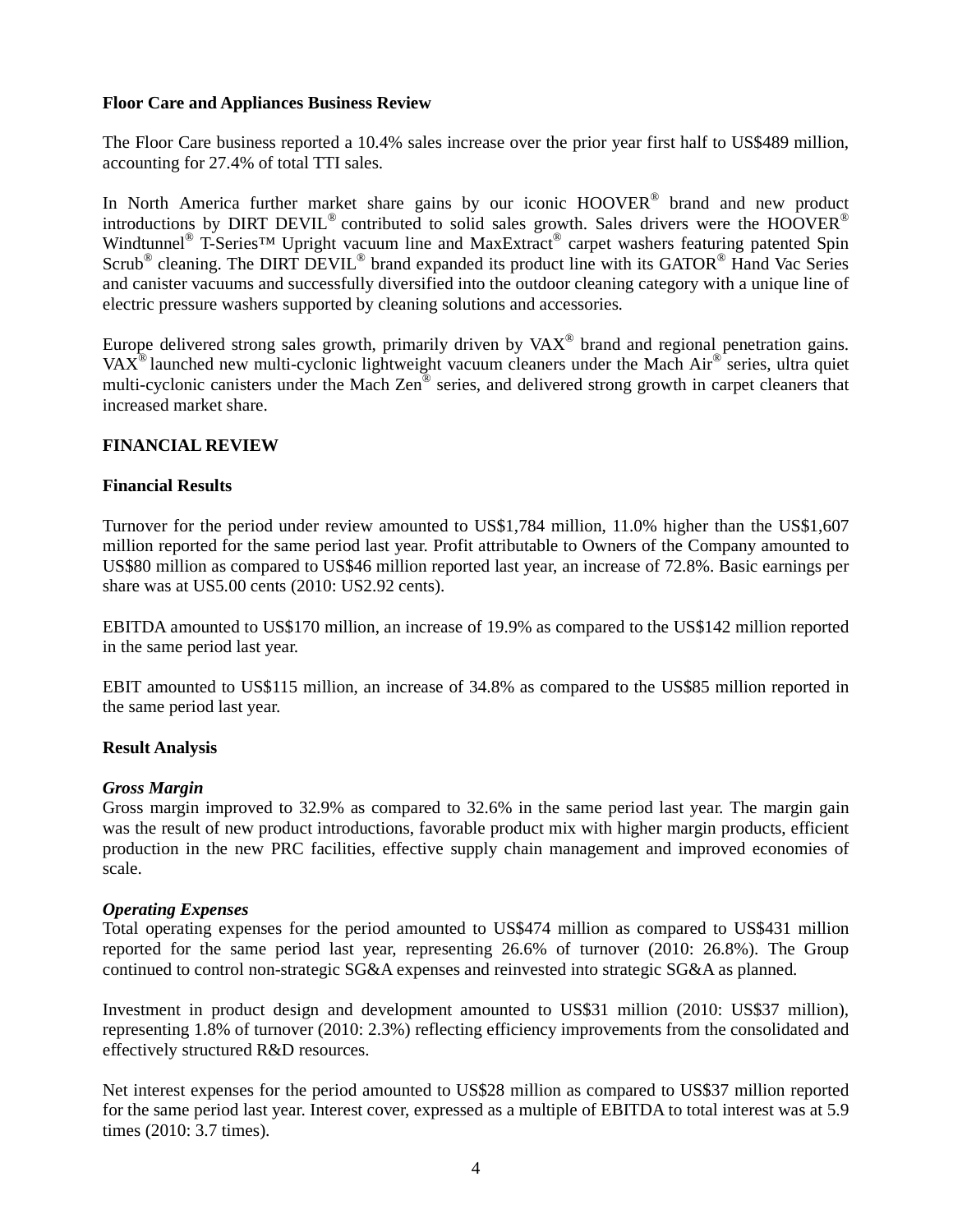**Floor Care and Appliances Business Review**

The Floor Care business reported a 10.4% sales increase over the prior year first half to US$489 million, accounting for 27.4% of total TTI sales.

In North America further market share gains by our iconic HOOVER® brand and new product introductions by DIRT DEVIL® contributed to solid sales growth. Sales drivers were the HOOVER® Windtunnel® T-Series™ Upright vacuum line and MaxExtract® carpet washers featuring patented Spin Scrub® cleaning. The DIRT DEVIL® brand expanded its product line with its GATOR® Hand Vac Series and canister vacuums and successfully diversified into the outdoor cleaning category with a unique line of electric pressure washers supported by cleaning solutions and accessories.

Europe delivered strong sales growth, primarily driven by VAX® brand and regional penetration gains. VAX® launched new multi-cyclonic lightweight vacuum cleaners under the Mach Air® series, ultra quiet multi-cyclonic canisters under the Mach Zen® series, and delivered strong growth in carpet cleaners that increased market share.

## FINANCIAL REVIEW

### Financial Results

Turnover for the period under review amounted to US$1,784 million, 11.0% higher than the US$1,607 million reported for the same period last year. Profit attributable to Owners of the Company amounted to US$80 million as compared to US$46 million reported last year, an increase of 72.8%. Basic earnings per share was at US5.00 cents (2010: US2.92 cents).

EBITDA amounted to US$170 million, an increase of 19.9% as compared to the US$142 million reported in the same period last year.

EBIT amounted to US$115 million, an increase of 34.8% as compared to the US$85 million reported in the same period last year.

### Result Analysis

***Gross Margin***

Gross margin improved to 32.9% as compared to 32.6% in the same period last year. The margin gain was the result of new product introductions, favorable product mix with higher margin products, efficient production in the new PRC facilities, effective supply chain management and improved economies of scale.

***Operating Expenses***

Total operating expenses for the period amounted to US$474 million as compared to US$431 million reported for the same period last year, representing 26.6% of turnover (2010: 26.8%). The Group continued to control non-strategic SG&A expenses and reinvested into strategic SG&A as planned.

Investment in product design and development amounted to US$31 million (2010: US$37 million), representing 1.8% of turnover (2010: 2.3%) reflecting efficiency improvements from the consolidated and effectively structured R&D resources.

Net interest expenses for the period amounted to US$28 million as compared to US$37 million reported for the same period last year. Interest cover, expressed as a multiple of EBITDA to total interest was at 5.9 times (2010: 3.7 times).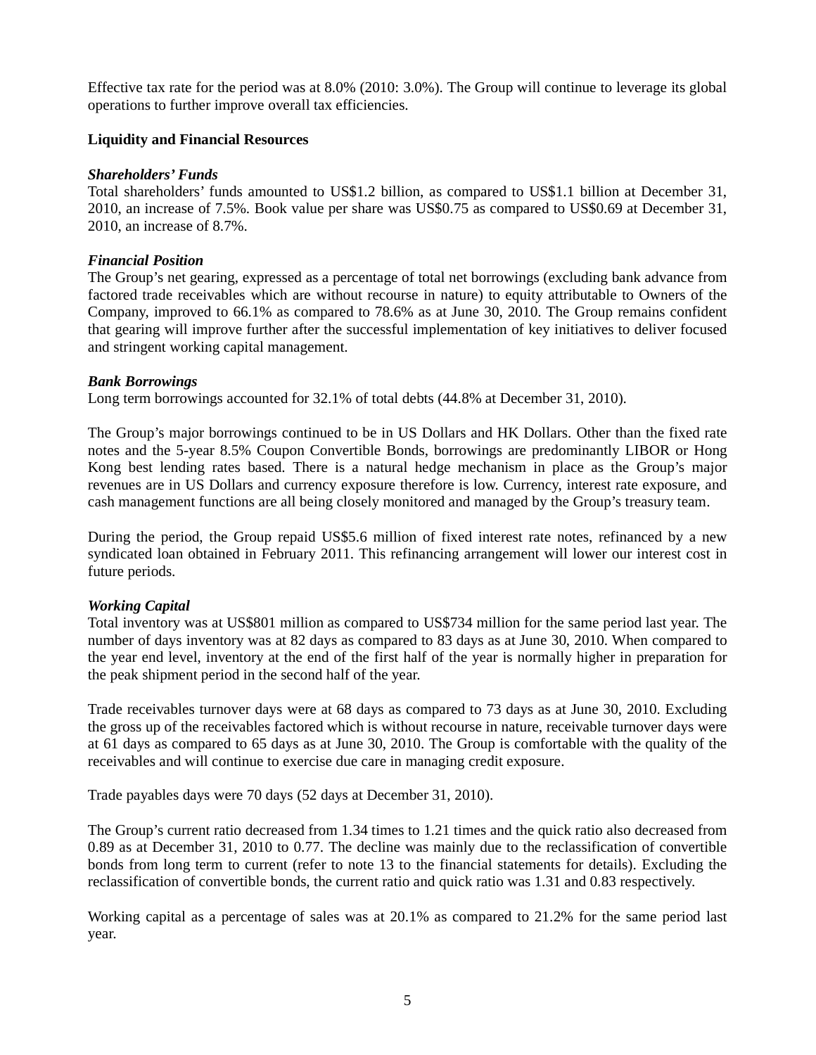Effective tax rate for the period was at 8.0% (2010: 3.0%). The Group will continue to leverage its global operations to further improve overall tax efficiencies.

**Liquidity and Financial Resources**

***Shareholders' Funds***

Total shareholders' funds amounted to US$1.2 billion, as compared to US$1.1 billion at December 31, 2010, an increase of 7.5%. Book value per share was US$0.75 as compared to US$0.69 at December 31, 2010, an increase of 8.7%.

***Financial Position***

The Group's net gearing, expressed as a percentage of total net borrowings (excluding bank advance from factored trade receivables which are without recourse in nature) to equity attributable to Owners of the Company, improved to 66.1% as compared to 78.6% as at June 30, 2010. The Group remains confident that gearing will improve further after the successful implementation of key initiatives to deliver focused and stringent working capital management.

***Bank Borrowings***

Long term borrowings accounted for 32.1% of total debts (44.8% at December 31, 2010).

The Group's major borrowings continued to be in US Dollars and HK Dollars. Other than the fixed rate notes and the 5-year 8.5% Coupon Convertible Bonds, borrowings are predominantly LIBOR or Hong Kong best lending rates based. There is a natural hedge mechanism in place as the Group's major revenues are in US Dollars and currency exposure therefore is low. Currency, interest rate exposure, and cash management functions are all being closely monitored and managed by the Group's treasury team.

During the period, the Group repaid US$5.6 million of fixed interest rate notes, refinanced by a new syndicated loan obtained in February 2011. This refinancing arrangement will lower our interest cost in future periods.

***Working Capital***

Total inventory was at US$801 million as compared to US$734 million for the same period last year. The number of days inventory was at 82 days as compared to 83 days as at June 30, 2010. When compared to the year end level, inventory at the end of the first half of the year is normally higher in preparation for the peak shipment period in the second half of the year.

Trade receivables turnover days were at 68 days as compared to 73 days as at June 30, 2010. Excluding the gross up of the receivables factored which is without recourse in nature, receivable turnover days were at 61 days as compared to 65 days as at June 30, 2010. The Group is comfortable with the quality of the receivables and will continue to exercise due care in managing credit exposure.

Trade payables days were 70 days (52 days at December 31, 2010).

The Group's current ratio decreased from 1.34 times to 1.21 times and the quick ratio also decreased from 0.89 as at December 31, 2010 to 0.77. The decline was mainly due to the reclassification of convertible bonds from long term to current (refer to note 13 to the financial statements for details). Excluding the reclassification of convertible bonds, the current ratio and quick ratio was 1.31 and 0.83 respectively.

Working capital as a percentage of sales was at 20.1% as compared to 21.2% for the same period last year.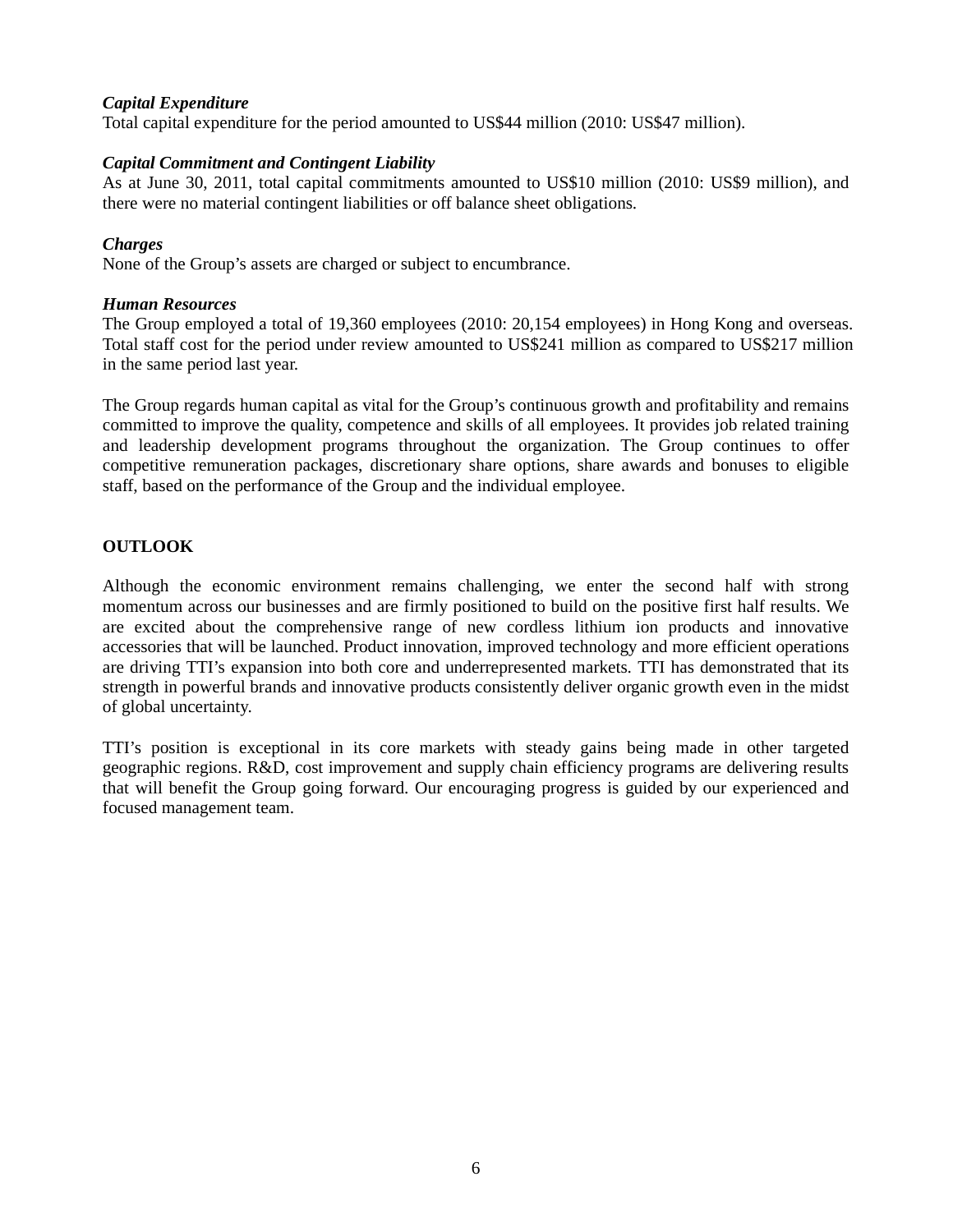***Capital Expenditure***

Total capital expenditure for the period amounted to US$44 million (2010: US$47 million).

***Capital Commitment and Contingent Liability***

As at June 30, 2011, total capital commitments amounted to US$10 million (2010: US$9 million), and there were no material contingent liabilities or off balance sheet obligations.

***Charges***

None of the Group's assets are charged or subject to encumbrance.

***Human Resources***

The Group employed a total of 19,360 employees (2010: 20,154 employees) in Hong Kong and overseas. Total staff cost for the period under review amounted to US$241 million as compared to US$217 million in the same period last year.

The Group regards human capital as vital for the Group's continuous growth and profitability and remains committed to improve the quality, competence and skills of all employees. It provides job related training and leadership development programs throughout the organization. The Group continues to offer competitive remuneration packages, discretionary share options, share awards and bonuses to eligible staff, based on the performance of the Group and the individual employee.

## OUTLOOK

Although the economic environment remains challenging, we enter the second half with strong momentum across our businesses and are firmly positioned to build on the positive first half results. We are excited about the comprehensive range of new cordless lithium ion products and innovative accessories that will be launched. Product innovation, improved technology and more efficient operations are driving TTI's expansion into both core and underrepresented markets. TTI has demonstrated that its strength in powerful brands and innovative products consistently deliver organic growth even in the midst of global uncertainty.

TTI's position is exceptional in its core markets with steady gains being made in other targeted geographic regions. R&D, cost improvement and supply chain efficiency programs are delivering results that will benefit the Group going forward. Our encouraging progress is guided by our experienced and focused management team.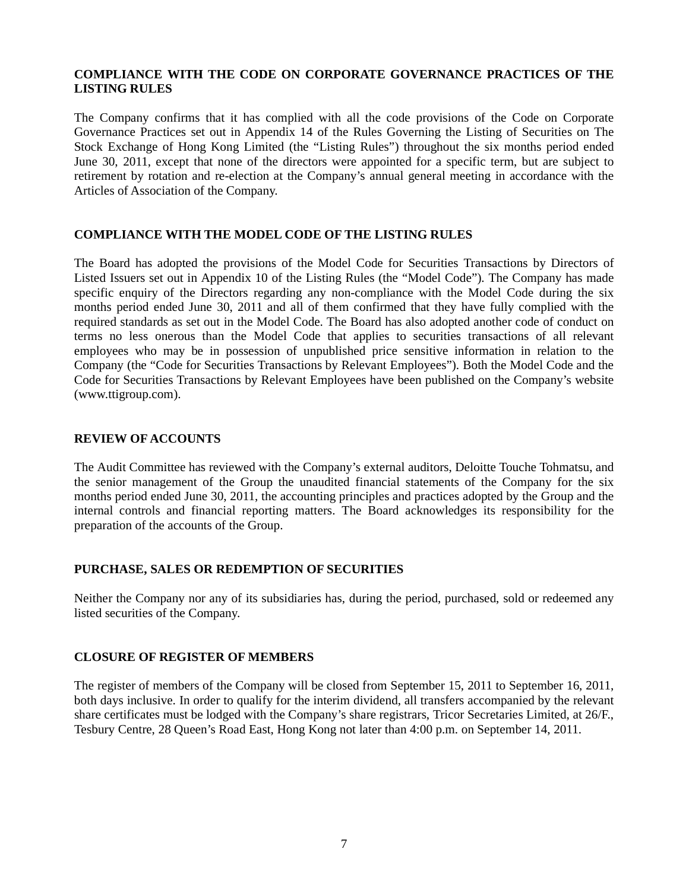## COMPLIANCE WITH THE CODE ON CORPORATE GOVERNANCE PRACTICES OF THE LISTING RULES

The Company confirms that it has complied with all the code provisions of the Code on Corporate Governance Practices set out in Appendix 14 of the Rules Governing the Listing of Securities on The Stock Exchange of Hong Kong Limited (the "Listing Rules") throughout the six months period ended June 30, 2011, except that none of the directors were appointed for a specific term, but are subject to retirement by rotation and re-election at the Company's annual general meeting in accordance with the Articles of Association of the Company.

## COMPLIANCE WITH THE MODEL CODE OF THE LISTING RULES

The Board has adopted the provisions of the Model Code for Securities Transactions by Directors of Listed Issuers set out in Appendix 10 of the Listing Rules (the "Model Code"). The Company has made specific enquiry of the Directors regarding any non-compliance with the Model Code during the six months period ended June 30, 2011 and all of them confirmed that they have fully complied with the required standards as set out in the Model Code. The Board has also adopted another code of conduct on terms no less onerous than the Model Code that applies to securities transactions of all relevant employees who may be in possession of unpublished price sensitive information in relation to the Company (the "Code for Securities Transactions by Relevant Employees"). Both the Model Code and the Code for Securities Transactions by Relevant Employees have been published on the Company's website (www.ttigroup.com).

## REVIEW OF ACCOUNTS

The Audit Committee has reviewed with the Company's external auditors, Deloitte Touche Tohmatsu, and the senior management of the Group the unaudited financial statements of the Company for the six months period ended June 30, 2011, the accounting principles and practices adopted by the Group and the internal controls and financial reporting matters. The Board acknowledges its responsibility for the preparation of the accounts of the Group.

## PURCHASE, SALES OR REDEMPTION OF SECURITIES

Neither the Company nor any of its subsidiaries has, during the period, purchased, sold or redeemed any listed securities of the Company.

## CLOSURE OF REGISTER OF MEMBERS

The register of members of the Company will be closed from September 15, 2011 to September 16, 2011, both days inclusive. In order to qualify for the interim dividend, all transfers accompanied by the relevant share certificates must be lodged with the Company's share registrars, Tricor Secretaries Limited, at 26/F., Tesbury Centre, 28 Queen's Road East, Hong Kong not later than 4:00 p.m. on September 14, 2011.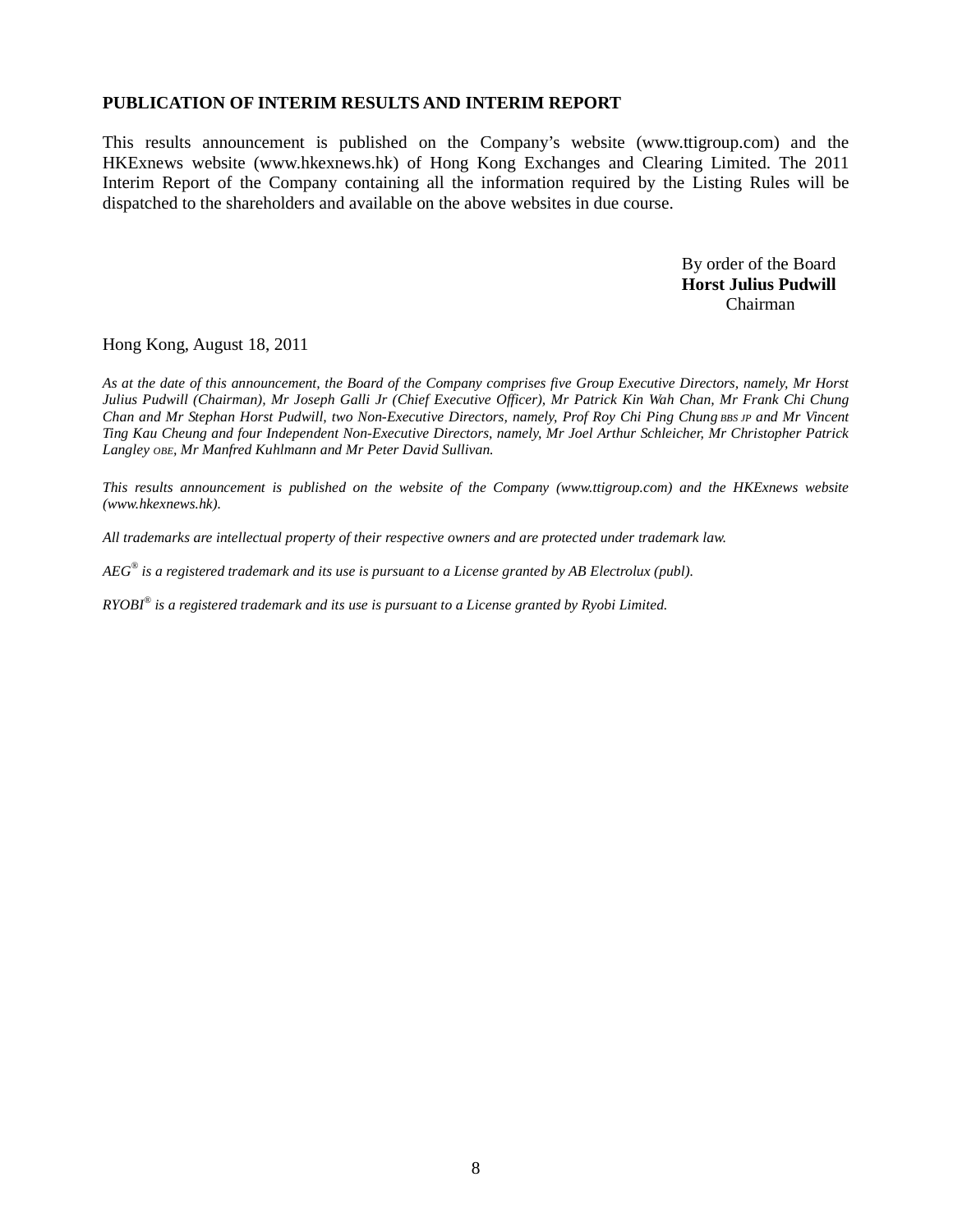**PUBLICATION OF INTERIM RESULTS AND INTERIM REPORT**

This results announcement is published on the Company's website (www.ttigroup.com) and the HKExnews website (www.hkexnews.hk) of Hong Kong Exchanges and Clearing Limited. The 2011 Interim Report of the Company containing all the information required by the Listing Rules will be dispatched to the shareholders and available on the above websites in due course.

By order of the Board
**Horst Julius Pudwill**
Chairman

Hong Kong, August 18, 2011

*As at the date of this announcement, the Board of the Company comprises five Group Executive Directors, namely, Mr Horst Julius Pudwill (Chairman), Mr Joseph Galli Jr (Chief Executive Officer), Mr Patrick Kin Wah Chan, Mr Frank Chi Chung Chan and Mr Stephan Horst Pudwill, two Non-Executive Directors, namely, Prof Roy Chi Ping Chung BBS JP and Mr Vincent Ting Kau Cheung and four Independent Non-Executive Directors, namely, Mr Joel Arthur Schleicher, Mr Christopher Patrick Langley OBE, Mr Manfred Kuhlmann and Mr Peter David Sullivan.*

*This results announcement is published on the website of the Company (www.ttigroup.com) and the HKExnews website (www.hkexnews.hk).*

*All trademarks are intellectual property of their respective owners and are protected under trademark law.*

*AEG® is a registered trademark and its use is pursuant to a License granted by AB Electrolux (publ).*

*RYOBI® is a registered trademark and its use is pursuant to a License granted by Ryobi Limited.*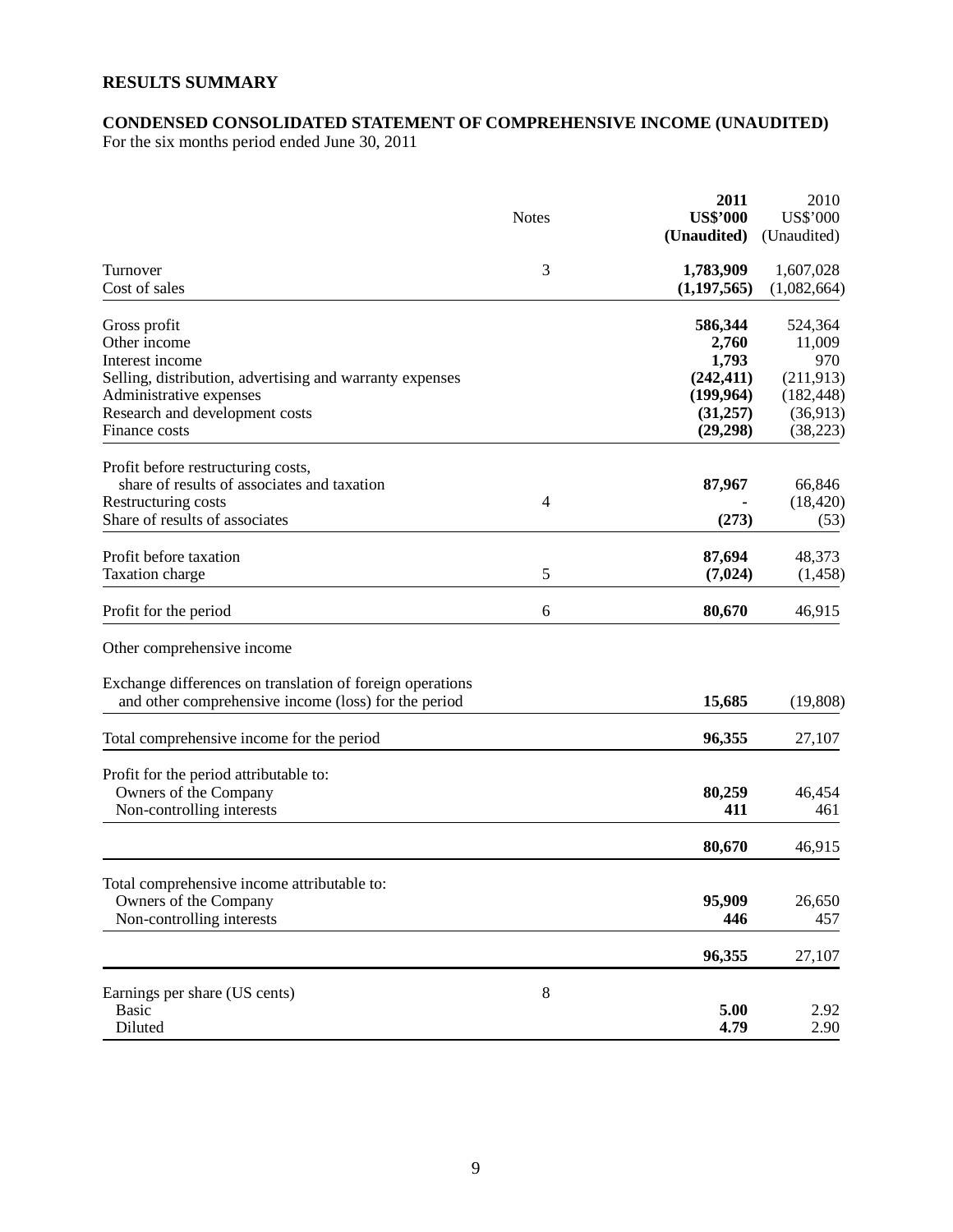## RESULTS SUMMARY

### CONDENSED CONSOLIDATED STATEMENT OF COMPREHENSIVE INCOME (UNAUDITED)

For the six months period ended June 30, 2011

| | Notes | **2011 US$'000 (Unaudited)** | 2010 US$'000 (Unaudited) |
|---|---|---|---|
| Turnover | 3 | **1,783,909** | 1,607,028 |
| Cost of sales | | **(1,197,565)** | (1,082,664) |
| Gross profit | | **586,344** | 524,364 |
| Other income | | **2,760** | 11,009 |
| Interest income | | **1,793** | 970 |
| Selling, distribution, advertising and warranty expenses | | **(242,411)** | (211,913) |
| Administrative expenses | | **(199,964)** | (182,448) |
| Research and development costs | | **(31,257)** | (36,913) |
| Finance costs | | **(29,298)** | (38,223) |
| Profit before restructuring costs, share of results of associates and taxation | | **87,967** | 66,846 |
| Restructuring costs | 4 | **-** | (18,420) |
| Share of results of associates | | **(273)** | (53) |
| Profit before taxation | | **87,694** | 48,373 |
| Taxation charge | 5 | **(7,024)** | (1,458) |
| Profit for the period | 6 | **80,670** | 46,915 |
| Other comprehensive income | | | |
| Exchange differences on translation of foreign operations and other comprehensive income (loss) for the period | | **15,685** | (19,808) |
| Total comprehensive income for the period | | **96,355** | 27,107 |
| Profit for the period attributable to: | | | |
| Owners of the Company | | **80,259** | 46,454 |
| Non-controlling interests | | **411** | 461 |
| | | **80,670** | 46,915 |
| Total comprehensive income attributable to: | | | |
| Owners of the Company | | **95,909** | 26,650 |
| Non-controlling interests | | **446** | 457 |
| | | **96,355** | 27,107 |
| Earnings per share (US cents) | 8 | | |
| Basic | | **5.00** | 2.92 |
| Diluted | | **4.79** | 2.90 |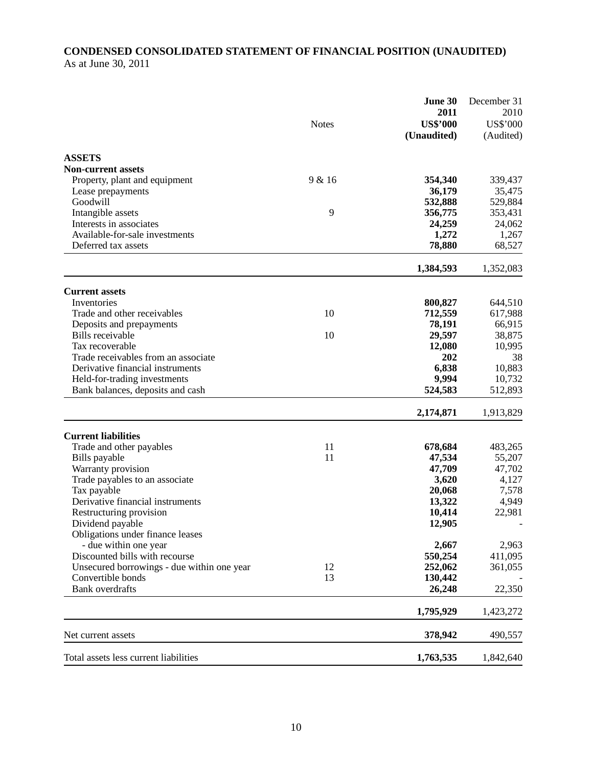**CONDENSED CONSOLIDATED STATEMENT OF FINANCIAL POSITION (UNAUDITED)**
As at June 30, 2011

| | Notes | **June 30 2011 US$'000 (Unaudited)** | December 31 2010 US$'000 (Audited) |
|---|---|---|---|
| **ASSETS** | | | |
| **Non-current assets** | | | |
| Property, plant and equipment | 9 & 16 | **354,340** | 339,437 |
| Lease prepayments | | **36,179** | 35,475 |
| Goodwill | | **532,888** | 529,884 |
| Intangible assets | 9 | **356,775** | 353,431 |
| Interests in associates | | **24,259** | 24,062 |
| Available-for-sale investments | | **1,272** | 1,267 |
| Deferred tax assets | | **78,880** | 68,527 |
| | | **1,384,593** | 1,352,083 |
| **Current assets** | | | |
| Inventories | | **800,827** | 644,510 |
| Trade and other receivables | 10 | **712,559** | 617,988 |
| Deposits and prepayments | | **78,191** | 66,915 |
| Bills receivable | 10 | **29,597** | 38,875 |
| Tax recoverable | | **12,080** | 10,995 |
| Trade receivables from an associate | | **202** | 38 |
| Derivative financial instruments | | **6,838** | 10,883 |
| Held-for-trading investments | | **9,994** | 10,732 |
| Bank balances, deposits and cash | | **524,583** | 512,893 |
| | | **2,174,871** | 1,913,829 |
| **Current liabilities** | | | |
| Trade and other payables | 11 | **678,684** | 483,265 |
| Bills payable | 11 | **47,534** | 55,207 |
| Warranty provision | | **47,709** | 47,702 |
| Trade payables to an associate | | **3,620** | 4,127 |
| Tax payable | | **20,068** | 7,578 |
| Derivative financial instruments | | **13,322** | 4,949 |
| Restructuring provision | | **10,414** | 22,981 |
| Dividend payable | | **12,905** | - |
| Obligations under finance leases | | | |
| - due within one year | | **2,667** | 2,963 |
| Discounted bills with recourse | | **550,254** | 411,095 |
| Unsecured borrowings - due within one year | 12 | **252,062** | 361,055 |
| Convertible bonds | 13 | **130,442** | - |
| Bank overdrafts | | **26,248** | 22,350 |
| | | **1,795,929** | 1,423,272 |
| Net current assets | | **378,942** | 490,557 |
| Total assets less current liabilities | | **1,763,535** | 1,842,640 |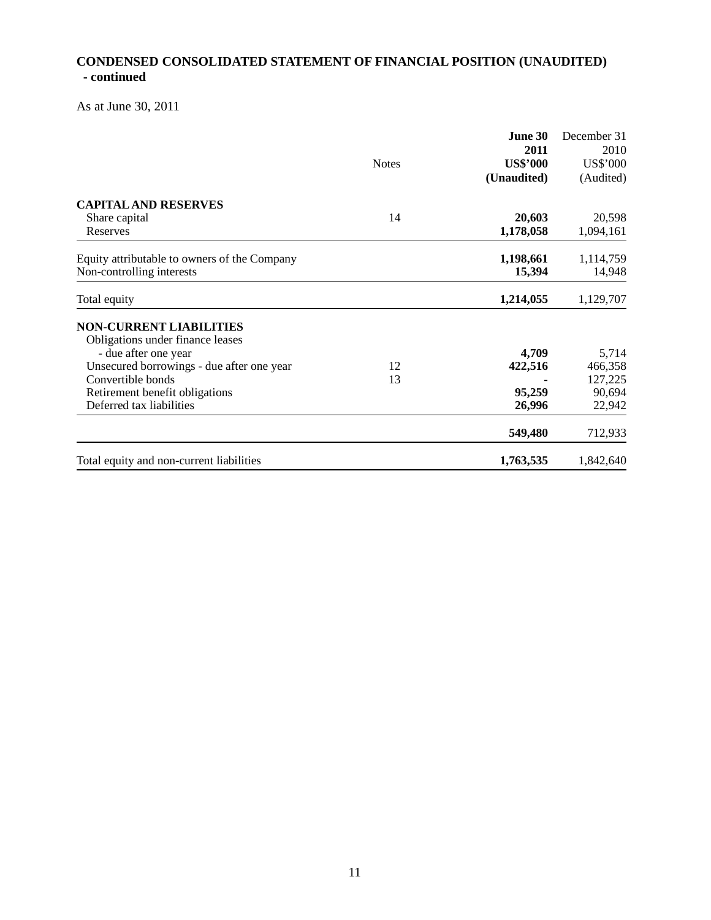## CONDENSED CONSOLIDATED STATEMENT OF FINANCIAL POSITION (UNAUDITED) - continued

As at June 30, 2011

| | Notes | **June 30 2011 US$'000 (Unaudited)** | December 31 2010 US$'000 (Audited) |
|---|---|---|---|
| **CAPITAL AND RESERVES** | | | |
| Share capital | 14 | **20,603** | 20,598 |
| Reserves | | **1,178,058** | 1,094,161 |
| Equity attributable to owners of the Company | | **1,198,661** | 1,114,759 |
| Non-controlling interests | | **15,394** | 14,948 |
| Total equity | | **1,214,055** | 1,129,707 |
| **NON-CURRENT LIABILITIES** | | | |
| Obligations under finance leases | | | |
| - due after one year | | **4,709** | 5,714 |
| Unsecured borrowings - due after one year | 12 | **422,516** | 466,358 |
| Convertible bonds | 13 | **-** | 127,225 |
| Retirement benefit obligations | | **95,259** | 90,694 |
| Deferred tax liabilities | | **26,996** | 22,942 |
| | | **549,480** | 712,933 |
| Total equity and non-current liabilities | | **1,763,535** | 1,842,640 |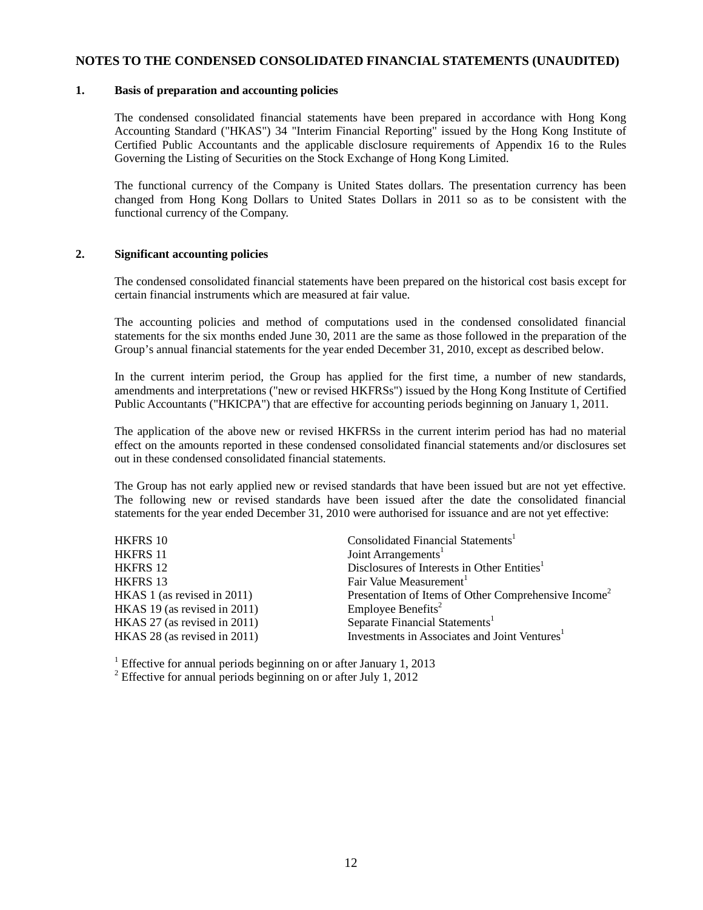## NOTES TO THE CONDENSED CONSOLIDATED FINANCIAL STATEMENTS (UNAUDITED)

### 1. Basis of preparation and accounting policies

The condensed consolidated financial statements have been prepared in accordance with Hong Kong Accounting Standard ("HKAS") 34 "Interim Financial Reporting" issued by the Hong Kong Institute of Certified Public Accountants and the applicable disclosure requirements of Appendix 16 to the Rules Governing the Listing of Securities on the Stock Exchange of Hong Kong Limited.

The functional currency of the Company is United States dollars. The presentation currency has been changed from Hong Kong Dollars to United States Dollars in 2011 so as to be consistent with the functional currency of the Company.

### 2. Significant accounting policies

The condensed consolidated financial statements have been prepared on the historical cost basis except for certain financial instruments which are measured at fair value.

The accounting policies and method of computations used in the condensed consolidated financial statements for the six months ended June 30, 2011 are the same as those followed in the preparation of the Group's annual financial statements for the year ended December 31, 2010, except as described below.

In the current interim period, the Group has applied for the first time, a number of new standards, amendments and interpretations ("new or revised HKFRSs") issued by the Hong Kong Institute of Certified Public Accountants ("HKICPA") that are effective for accounting periods beginning on January 1, 2011.

The application of the above new or revised HKFRSs in the current interim period has had no material effect on the amounts reported in these condensed consolidated financial statements and/or disclosures set out in these condensed consolidated financial statements.

The Group has not early applied new or revised standards that have been issued but are not yet effective. The following new or revised standards have been issued after the date the consolidated financial statements for the year ended December 31, 2010 were authorised for issuance and are not yet effective:

| | |
|---|---|
| HKFRS 10 | Consolidated Financial Statements[1] |
| HKFRS 11 | Joint Arrangements[1] |
| HKFRS 12 | Disclosures of Interests in Other Entities[1] |
| HKFRS 13 | Fair Value Measurement[1] |
| HKAS 1 (as revised in 2011) | Presentation of Items of Other Comprehensive Income[2] |
| HKAS 19 (as revised in 2011) | Employee Benefits[2] |
| HKAS 27 (as revised in 2011) | Separate Financial Statements[1] |
| HKAS 28 (as revised in 2011) | Investments in Associates and Joint Ventures[1] |

[1] Effective for annual periods beginning on or after January 1, 2013
[2] Effective for annual periods beginning on or after July 1, 2012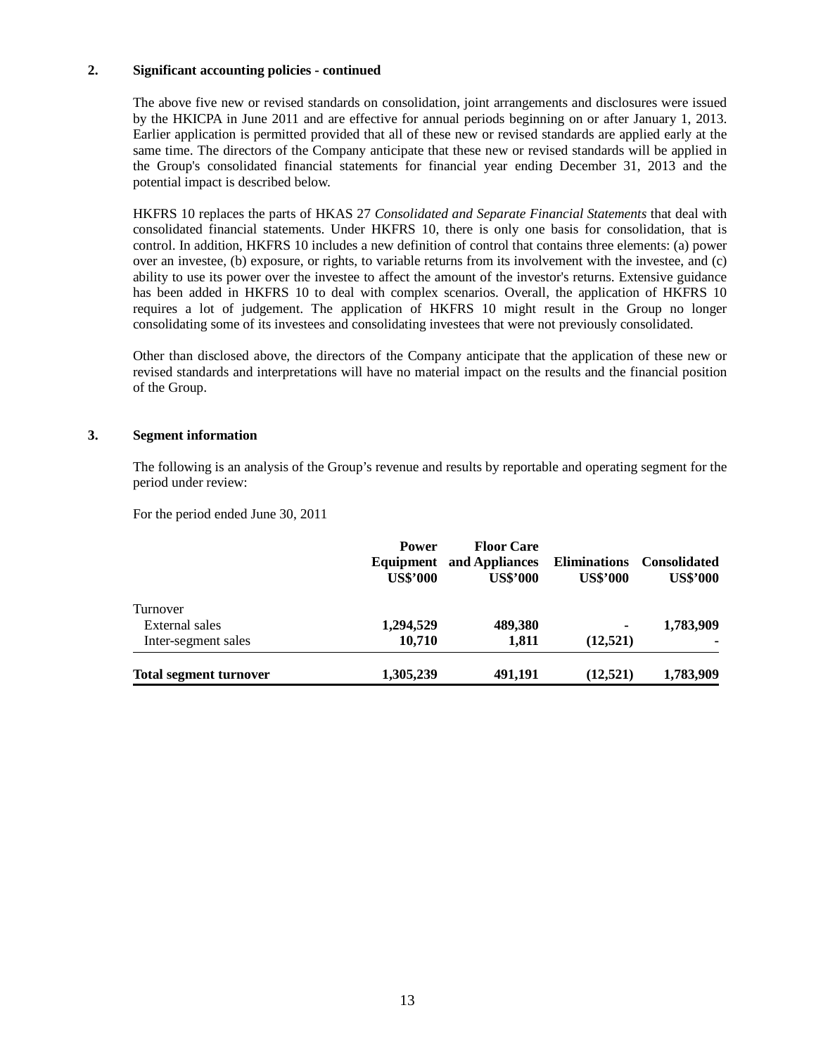**2. Significant accounting policies - continued**

The above five new or revised standards on consolidation, joint arrangements and disclosures were issued by the HKICPA in June 2011 and are effective for annual periods beginning on or after January 1, 2013. Earlier application is permitted provided that all of these new or revised standards are applied early at the same time. The directors of the Company anticipate that these new or revised standards will be applied in the Group's consolidated financial statements for financial year ending December 31, 2013 and the potential impact is described below.

HKFRS 10 replaces the parts of HKAS 27 *Consolidated and Separate Financial Statements* that deal with consolidated financial statements. Under HKFRS 10, there is only one basis for consolidation, that is control. In addition, HKFRS 10 includes a new definition of control that contains three elements: (a) power over an investee, (b) exposure, or rights, to variable returns from its involvement with the investee, and (c) ability to use its power over the investee to affect the amount of the investor's returns. Extensive guidance has been added in HKFRS 10 to deal with complex scenarios. Overall, the application of HKFRS 10 requires a lot of judgement. The application of HKFRS 10 might result in the Group no longer consolidating some of its investees and consolidating investees that were not previously consolidated.

Other than disclosed above, the directors of the Company anticipate that the application of these new or revised standards and interpretations will have no material impact on the results and the financial position of the Group.

**3. Segment information**

The following is an analysis of the Group's revenue and results by reportable and operating segment for the period under review:

For the period ended June 30, 2011

| | Power Equipment US$'000 | Floor Care and Appliances US$'000 | Eliminations US$'000 | Consolidated US$'000 |
|---|---|---|---|---|
| Turnover | | | | |
| External sales | **1,294,529** | **489,380** | **-** | **1,783,909** |
| Inter-segment sales | **10,710** | **1,811** | **(12,521)** | **-** |
| **Total segment turnover** | **1,305,239** | **491,191** | **(12,521)** | **1,783,909** |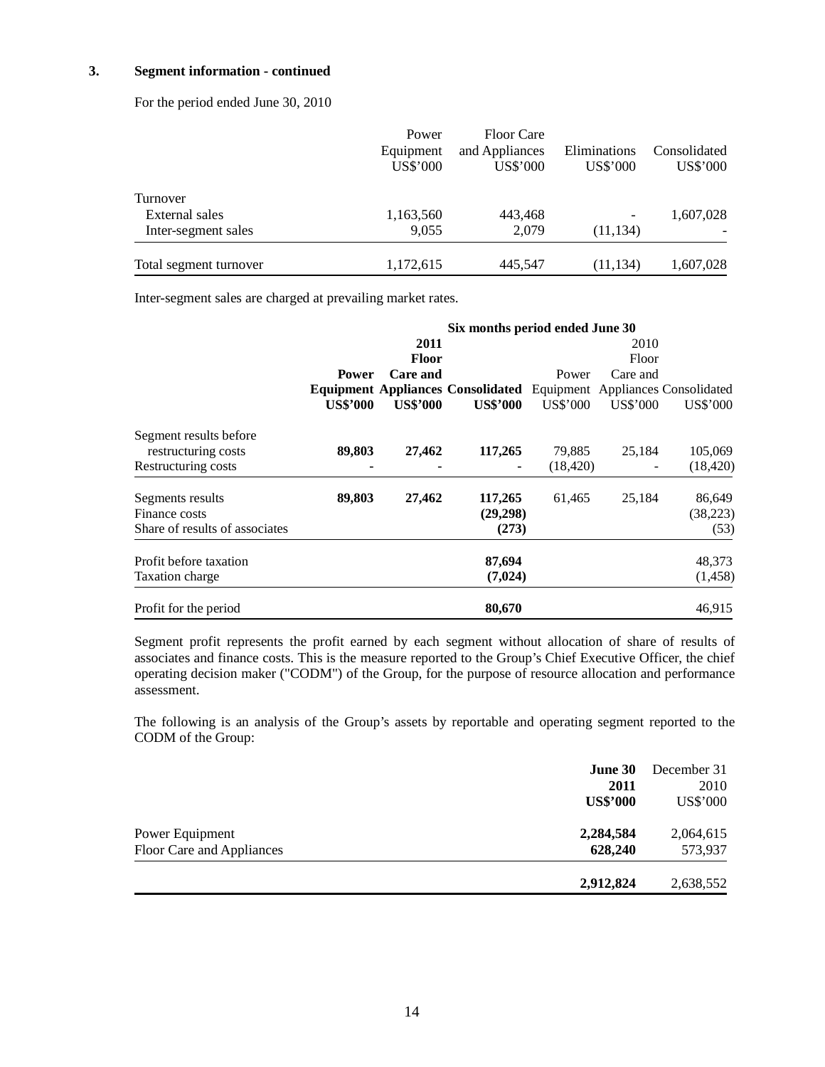## 3. Segment information - continued

For the period ended June 30, 2010

| | Power Equipment US$'000 | Floor Care and Appliances US$'000 | Eliminations US$'000 | Consolidated US$'000 |
|---|---|---|---|---|
| Turnover | | | | |
| External sales | 1,163,560 | 443,468 | - | 1,607,028 |
| Inter-segment sales | 9,055 | 2,079 | (11,134) | - |
| Total segment turnover | 1,172,615 | 445,547 | (11,134) | 1,607,028 |

Inter-segment sales are charged at prevailing market rates.

| | Six months period ended June 30 | | | | | |
|---|---|---|---|---|---|---|
| | **2011** | | | 2010 | | |
| | **Power Equipment** | **Floor Care and Appliances** | **Consolidated** | Power Equipment | Floor Care and Appliances | Consolidated |
| | **US$'000** | **US$'000** | **US$'000** | US$'000 | US$'000 | US$'000 |
| Segment results before restructuring costs | **89,803** | **27,462** | **117,265** | 79,885 | 25,184 | 105,069 |
| Restructuring costs | **-** | **-** | **-** | (18,420) | - | (18,420) |
| Segments results | **89,803** | **27,462** | **117,265** | 61,465 | 25,184 | 86,649 |
| Finance costs | | | **(29,298)** | | | (38,223) |
| Share of results of associates | | | **(273)** | | | (53) |
| Profit before taxation | | | **87,694** | | | 48,373 |
| Taxation charge | | | **(7,024)** | | | (1,458) |
| Profit for the period | | | **80,670** | | | 46,915 |

Segment profit represents the profit earned by each segment without allocation of share of results of associates and finance costs. This is the measure reported to the Group's Chief Executive Officer, the chief operating decision maker ("CODM") of the Group, for the purpose of resource allocation and performance assessment.

The following is an analysis of the Group's assets by reportable and operating segment reported to the CODM of the Group:

| | **June 30 2011 US$'000** | December 31 2010 US$'000 |
|---|---|---|
| Power Equipment | **2,284,584** | 2,064,615 |
| Floor Care and Appliances | **628,240** | 573,937 |
| | **2,912,824** | 2,638,552 |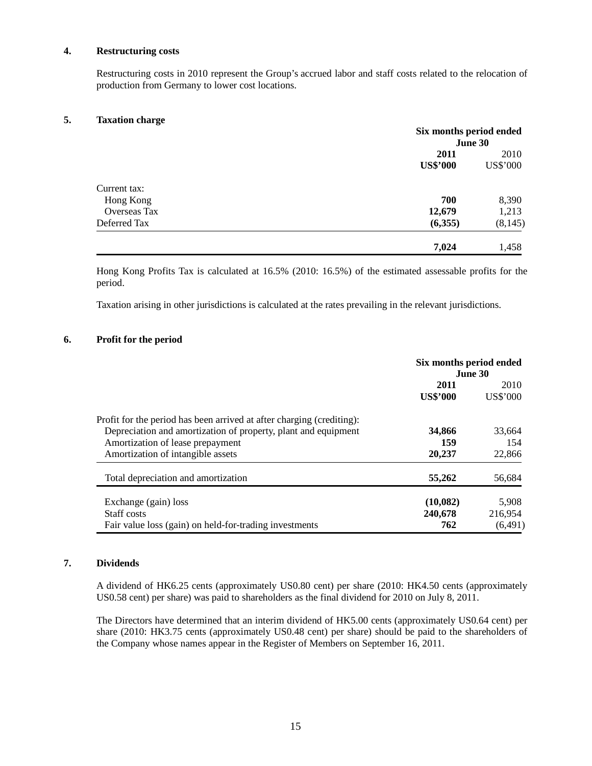## 4. Restructuring costs

Restructuring costs in 2010 represent the Group's accrued labor and staff costs related to the relocation of production from Germany to lower cost locations.

## 5. Taxation charge

| | Six months period ended June 30 | |
|---|---|---|
| | **2011** | 2010 |
| | **US$'000** | US$'000 |
| Current tax: | | |
| Hong Kong | **700** | 8,390 |
| Overseas Tax | **12,679** | 1,213 |
| Deferred Tax | **(6,355)** | (8,145) |
| | **7,024** | 1,458 |

Hong Kong Profits Tax is calculated at 16.5% (2010: 16.5%) of the estimated assessable profits for the period.

Taxation arising in other jurisdictions is calculated at the rates prevailing in the relevant jurisdictions.

## 6. Profit for the period

| | Six months period ended June 30 | |
|---|---|---|
| | **2011** | 2010 |
| | **US$'000** | US$'000 |
| Profit for the period has been arrived at after charging (crediting): | | |
| Depreciation and amortization of property, plant and equipment | **34,866** | 33,664 |
| Amortization of lease prepayment | **159** | 154 |
| Amortization of intangible assets | **20,237** | 22,866 |
| Total depreciation and amortization | **55,262** | 56,684 |
| Exchange (gain) loss | **(10,082)** | 5,908 |
| Staff costs | **240,678** | 216,954 |
| Fair value loss (gain) on held-for-trading investments | **762** | (6,491) |

## 7. Dividends

A dividend of HK6.25 cents (approximately US0.80 cent) per share (2010: HK4.50 cents (approximately US0.58 cent) per share) was paid to shareholders as the final dividend for 2010 on July 8, 2011.

The Directors have determined that an interim dividend of HK5.00 cents (approximately US0.64 cent) per share (2010: HK3.75 cents (approximately US0.48 cent) per share) should be paid to the shareholders of the Company whose names appear in the Register of Members on September 16, 2011.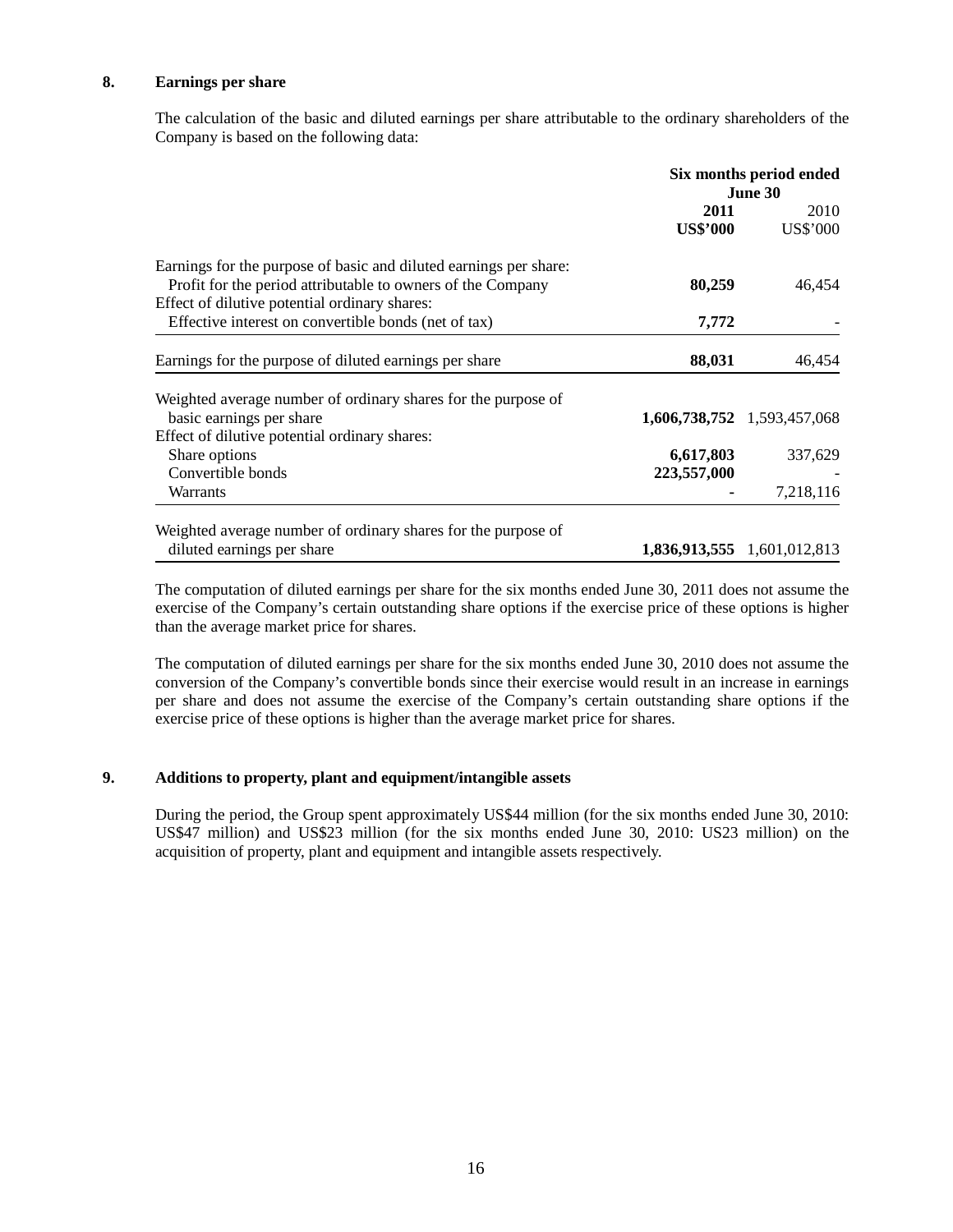## 8. Earnings per share

The calculation of the basic and diluted earnings per share attributable to the ordinary shareholders of the Company is based on the following data:

| | Six months period ended June 30 | |
|---|---|---|
| | **2011** | 2010 |
| | **US$'000** | US$'000 |
| Earnings for the purpose of basic and diluted earnings per share: | | |
| Profit for the period attributable to owners of the Company | **80,259** | 46,454 |
| Effect of dilutive potential ordinary shares: | | |
| Effective interest on convertible bonds (net of tax) | **7,772** | - |
| Earnings for the purpose of diluted earnings per share | **88,031** | 46,454 |
| Weighted average number of ordinary shares for the purpose of basic earnings per share | **1,606,738,752** | 1,593,457,068 |
| Effect of dilutive potential ordinary shares: | | |
| Share options | **6,617,803** | 337,629 |
| Convertible bonds | **223,557,000** | - |
| Warrants | **-** | 7,218,116 |
| Weighted average number of ordinary shares for the purpose of diluted earnings per share | **1,836,913,555** | 1,601,012,813 |

The computation of diluted earnings per share for the six months ended June 30, 2011 does not assume the exercise of the Company's certain outstanding share options if the exercise price of these options is higher than the average market price for shares.

The computation of diluted earnings per share for the six months ended June 30, 2010 does not assume the conversion of the Company's convertible bonds since their exercise would result in an increase in earnings per share and does not assume the exercise of the Company's certain outstanding share options if the exercise price of these options is higher than the average market price for shares.

## 9. Additions to property, plant and equipment/intangible assets

During the period, the Group spent approximately US$44 million (for the six months ended June 30, 2010: US$47 million) and US$23 million (for the six months ended June 30, 2010: US23 million) on the acquisition of property, plant and equipment and intangible assets respectively.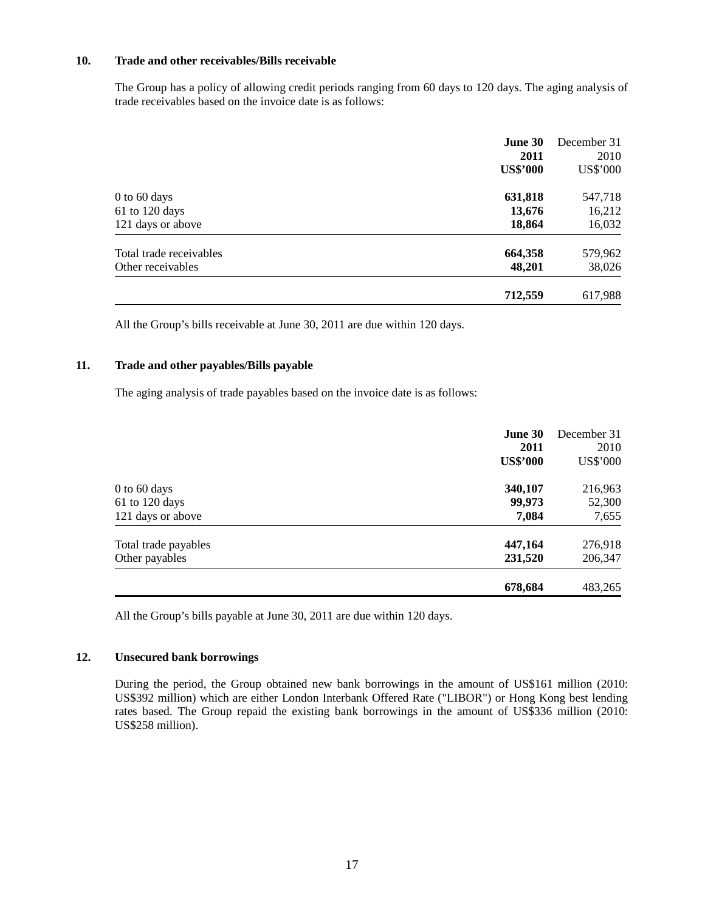## 10. Trade and other receivables/Bills receivable

The Group has a policy of allowing credit periods ranging from 60 days to 120 days. The aging analysis of trade receivables based on the invoice date is as follows:

| | **June 30 2011 US$'000** | December 31 2010 US$'000 |
|---|---|---|
| 0 to 60 days | **631,818** | 547,718 |
| 61 to 120 days | **13,676** | 16,212 |
| 121 days or above | **18,864** | 16,032 |
| Total trade receivables | **664,358** | 579,962 |
| Other receivables | **48,201** | 38,026 |
| | **712,559** | 617,988 |

All the Group's bills receivable at June 30, 2011 are due within 120 days.

## 11. Trade and other payables/Bills payable

The aging analysis of trade payables based on the invoice date is as follows:

| | **June 30 2011 US$'000** | December 31 2010 US$'000 |
|---|---|---|
| 0 to 60 days | **340,107** | 216,963 |
| 61 to 120 days | **99,973** | 52,300 |
| 121 days or above | **7,084** | 7,655 |
| Total trade payables | **447,164** | 276,918 |
| Other payables | **231,520** | 206,347 |
| | **678,684** | 483,265 |

All the Group's bills payable at June 30, 2011 are due within 120 days.

## 12. Unsecured bank borrowings

During the period, the Group obtained new bank borrowings in the amount of US$161 million (2010: US$392 million) which are either London Interbank Offered Rate ("LIBOR") or Hong Kong best lending rates based. The Group repaid the existing bank borrowings in the amount of US$336 million (2010: US$258 million).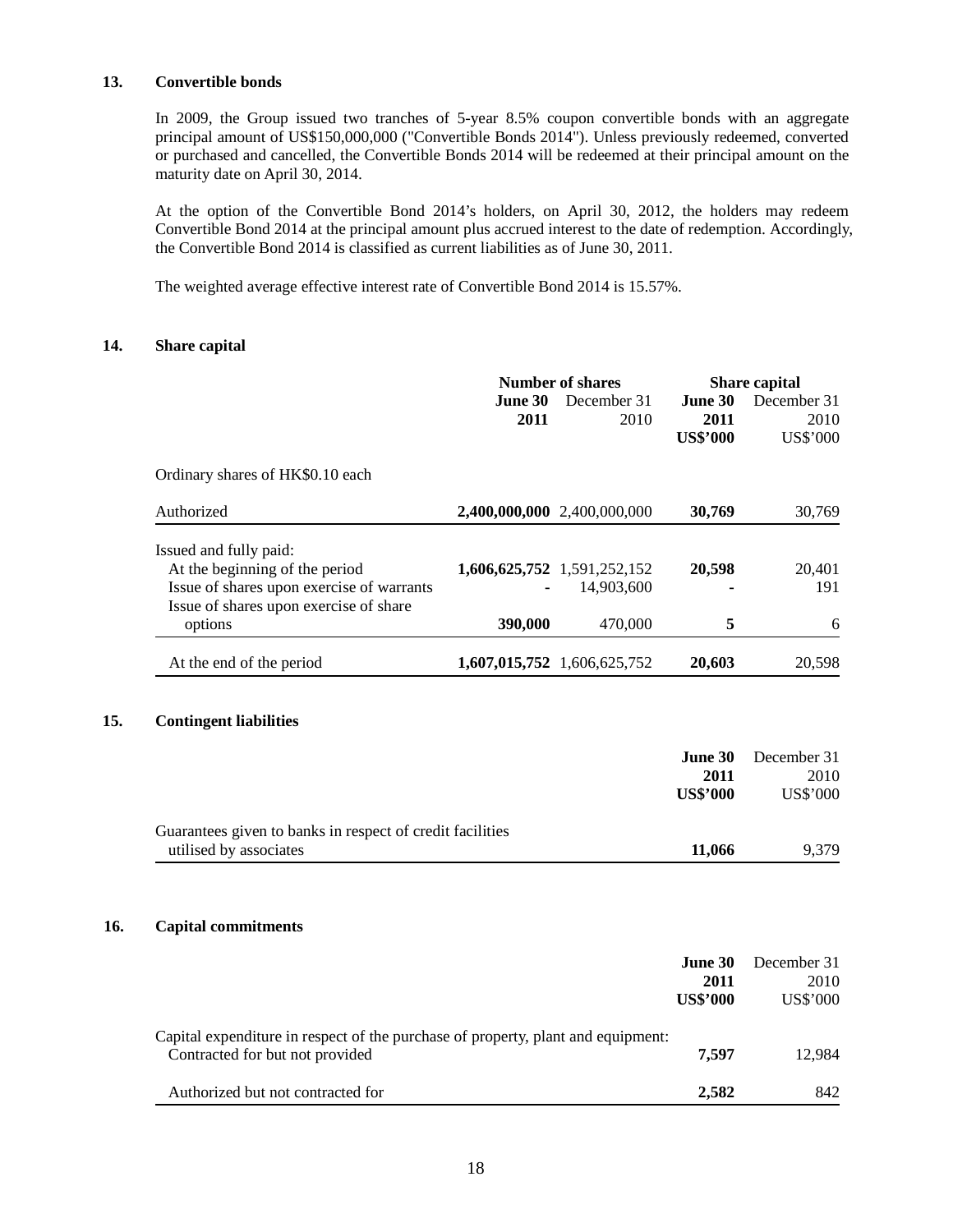## 13. Convertible bonds

In 2009, the Group issued two tranches of 5-year 8.5% coupon convertible bonds with an aggregate principal amount of US$150,000,000 ("Convertible Bonds 2014"). Unless previously redeemed, converted or purchased and cancelled, the Convertible Bonds 2014 will be redeemed at their principal amount on the maturity date on April 30, 2014.

At the option of the Convertible Bond 2014's holders, on April 30, 2012, the holders may redeem Convertible Bond 2014 at the principal amount plus accrued interest to the date of redemption. Accordingly, the Convertible Bond 2014 is classified as current liabilities as of June 30, 2011.

The weighted average effective interest rate of Convertible Bond 2014 is 15.57%.

## 14. Share capital

| | Number of shares | | Share capital | |
|---|---|---|---|---|
| | **June 30 2011** | December 31 2010 | **June 30 2011 US$'000** | December 31 2010 US$'000 |
| Ordinary shares of HK$0.10 each | | | | |
| Authorized | **2,400,000,000** | 2,400,000,000 | **30,769** | 30,769 |
| Issued and fully paid: | | | | |
| At the beginning of the period | **1,606,625,752** | 1,591,252,152 | **20,598** | 20,401 |
| Issue of shares upon exercise of warrants | **-** | 14,903,600 | **-** | 191 |
| Issue of shares upon exercise of share options | **390,000** | 470,000 | **5** | 6 |
| At the end of the period | **1,607,015,752** | 1,606,625,752 | **20,603** | 20,598 |

## 15. Contingent liabilities

| | **June 30 2011 US$'000** | December 31 2010 US$'000 |
|---|---|---|
| Guarantees given to banks in respect of credit facilities utilised by associates | **11,066** | 9,379 |

## 16. Capital commitments

| | **June 30 2011 US$'000** | December 31 2010 US$'000 |
|---|---|---|
| Capital expenditure in respect of the purchase of property, plant and equipment: | | |
| Contracted for but not provided | **7,597** | 12,984 |
| Authorized but not contracted for | **2,582** | 842 |